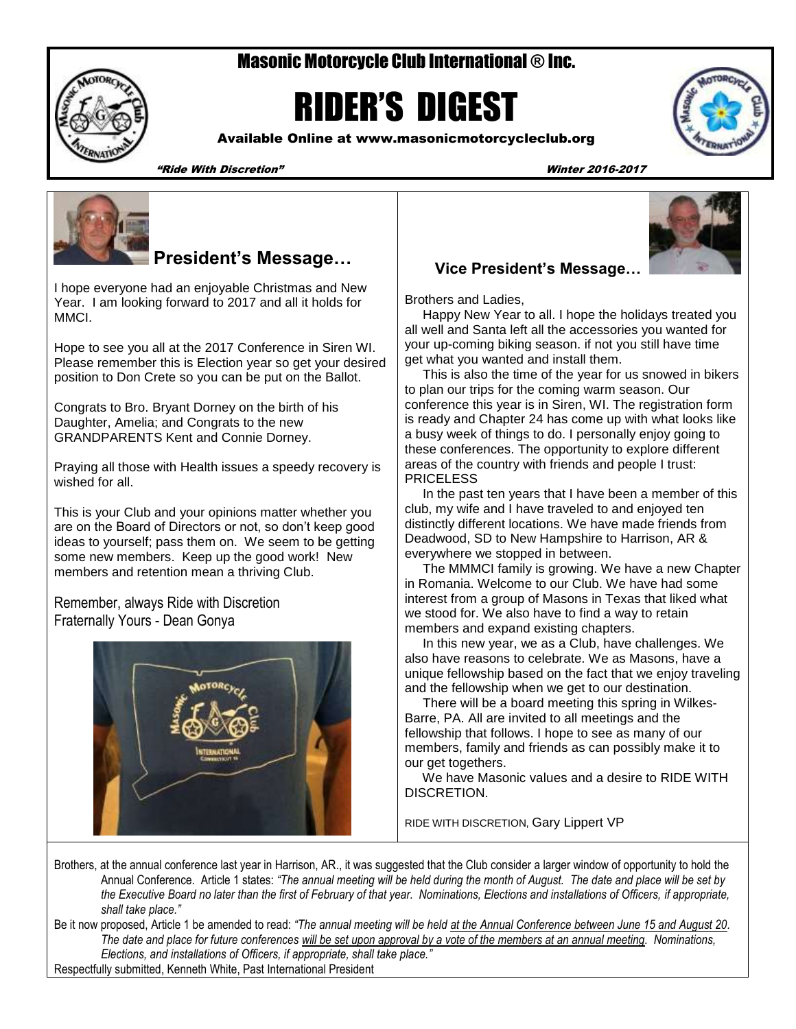# Masonic Motorcycle Club International ® Inc.

# RIDER'S DIGEST

**Available Online at www.masonicmotorcycleclub.org**

*"Ride With Discretion"* — *Winter 2016-2017*

## President's Message…

I hope everyone had an enjoyable Christmas and New Year. I am looking forward to 2017 and all it holds for MMCI.

Hope to see you all at the 2017 Conference in Siren WI. Please remember this is Election year so get your desired position to Don Crete so you can be put on the Ballot.

Congrats to Bro. Bryant Dorney on the birth of his Daughter, Amelia; and Congrats to the new GRANDPARENTS Kent and Connie Dorney.

Praying all those with Health issues a speedy recovery is wished for all.

This is your Club and your opinions matter whether you are on the Board of Directors or not, so don't keep good ideas to yourself; pass them on. We seem to be getting some new members. Keep up the good work! New members and retention mean a thriving Club.

Remember, always Ride with Discretion
Fraternally Yours - Dean Gonya

## Vice President's Message…

Brothers and Ladies,

Happy New Year to all. I hope the holidays treated you all well and Santa left all the accessories you wanted for your up-coming biking season. if not you still have time get what you wanted and install them.

This is also the time of the year for us snowed in bikers to plan our trips for the coming warm season. Our conference this year is in Siren, WI. The registration form is ready and Chapter 24 has come up with what looks like a busy week of things to do. I personally enjoy going to these conferences. The opportunity to explore different areas of the country with friends and people I trust: PRICELESS

In the past ten years that I have been a member of this club, my wife and I have traveled to and enjoyed ten distinctly different locations. We have made friends from Deadwood, SD to New Hampshire to Harrison, AR & everywhere we stopped in between.

The MMMCI family is growing. We have a new Chapter in Romania. Welcome to our Club. We have had some interest from a group of Masons in Texas that liked what we stood for. We also have to find a way to retain members and expand existing chapters.

In this new year, we as a Club, have challenges. We also have reasons to celebrate. We as Masons, have a unique fellowship based on the fact that we enjoy traveling and the fellowship when we get to our destination.

There will be a board meeting this spring in Wilkes-Barre, PA. All are invited to all meetings and the fellowship that follows. I hope to see as many of our members, family and friends as can possibly make it to our get togethers.

We have Masonic values and a desire to RIDE WITH DISCRETION.

RIDE WITH DISCRETION, Gary Lippert VP

---

Brothers, at the annual conference last year in Harrison, AR., it was suggested that the Club consider a larger window of opportunity to hold the Annual Conference. Article 1 states: *"The annual meeting will be held during the month of August. The date and place will be set by the Executive Board no later than the first of February of that year. Nominations, Elections and installations of Officers, if appropriate, shall take place."*

Be it now proposed, Article 1 be amended to read: *"The annual meeting will be held <u>at the Annual Conference between June 15 and August 20</u>. The date and place for future conferences <u>will be set upon approval by a vote of the members at an annual meeting</u>. Nominations, Elections, and installations of Officers, if appropriate, shall take place."*

Respectfully submitted, Kenneth White, Past International President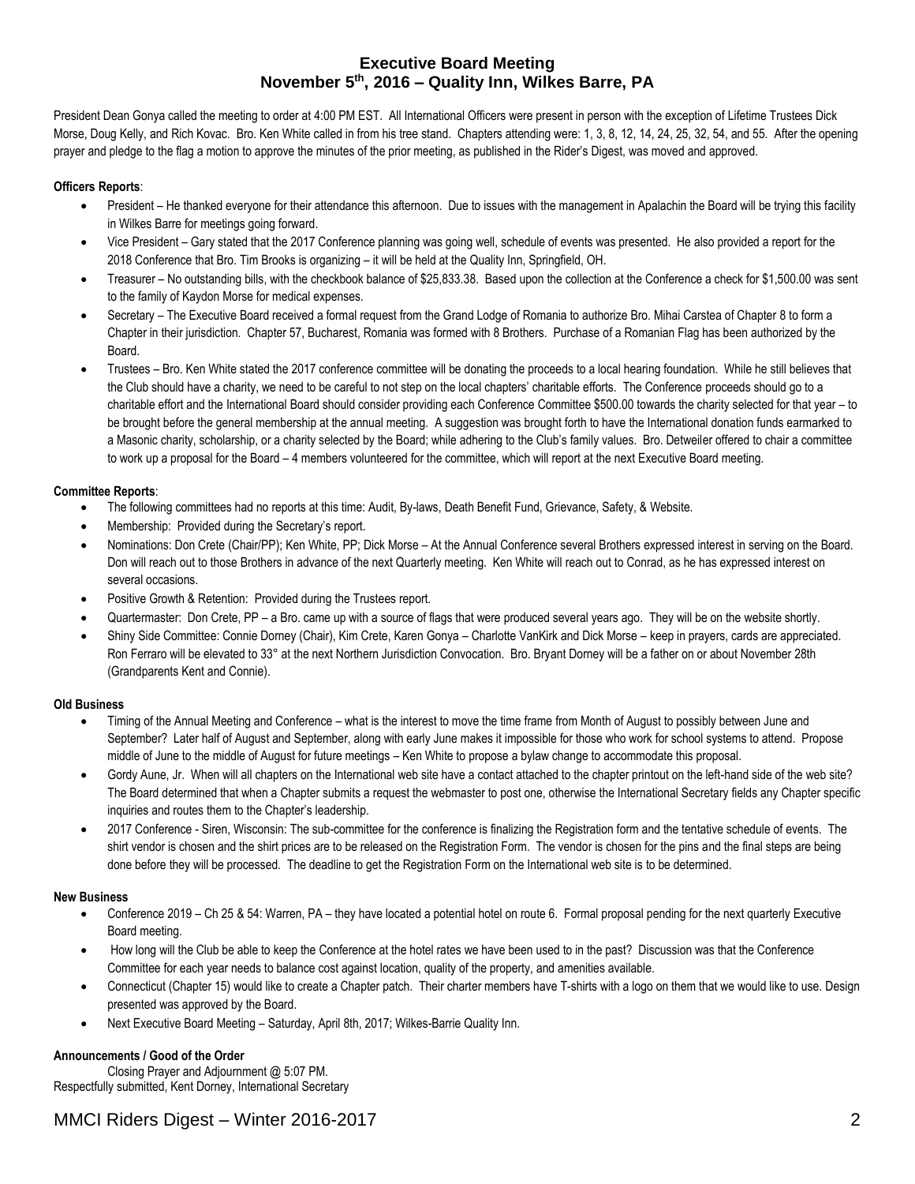## Executive Board Meeting
## November 5th, 2016 – Quality Inn, Wilkes Barre, PA

President Dean Gonya called the meeting to order at 4:00 PM EST. All International Officers were present in person with the exception of Lifetime Trustees Dick Morse, Doug Kelly, and Rich Kovac. Bro. Ken White called in from his tree stand. Chapters attending were: 1, 3, 8, 12, 14, 24, 25, 32, 54, and 55. After the opening prayer and pledge to the flag a motion to approve the minutes of the prior meeting, as published in the Rider's Digest, was moved and approved.

**Officers Reports**:

- President – He thanked everyone for their attendance this afternoon. Due to issues with the management in Apalachin the Board will be trying this facility in Wilkes Barre for meetings going forward.
- Vice President – Gary stated that the 2017 Conference planning was going well, schedule of events was presented. He also provided a report for the 2018 Conference that Bro. Tim Brooks is organizing – it will be held at the Quality Inn, Springfield, OH.
- Treasurer – No outstanding bills, with the checkbook balance of $25,833.38. Based upon the collection at the Conference a check for $1,500.00 was sent to the family of Kaydon Morse for medical expenses.
- Secretary – The Executive Board received a formal request from the Grand Lodge of Romania to authorize Bro. Mihai Carstea of Chapter 8 to form a Chapter in their jurisdiction. Chapter 57, Bucharest, Romania was formed with 8 Brothers. Purchase of a Romanian Flag has been authorized by the Board.
- Trustees – Bro. Ken White stated the 2017 conference committee will be donating the proceeds to a local hearing foundation. While he still believes that the Club should have a charity, we need to be careful to not step on the local chapters' charitable efforts. The Conference proceeds should go to a charitable effort and the International Board should consider providing each Conference Committee $500.00 towards the charity selected for that year – to be brought before the general membership at the annual meeting. A suggestion was brought forth to have the International donation funds earmarked to a Masonic charity, scholarship, or a charity selected by the Board; while adhering to the Club's family values. Bro. Detweiler offered to chair a committee to work up a proposal for the Board – 4 members volunteered for the committee, which will report at the next Executive Board meeting.

**Committee Reports**:

- The following committees had no reports at this time: Audit, By-laws, Death Benefit Fund, Grievance, Safety, & Website.
- Membership: Provided during the Secretary's report.
- Nominations: Don Crete (Chair/PP); Ken White, PP; Dick Morse – At the Annual Conference several Brothers expressed interest in serving on the Board. Don will reach out to those Brothers in advance of the next Quarterly meeting. Ken White will reach out to Conrad, as he has expressed interest on several occasions.
- Positive Growth & Retention: Provided during the Trustees report.
- Quartermaster: Don Crete, PP – a Bro. came up with a source of flags that were produced several years ago. They will be on the website shortly.
- Shiny Side Committee: Connie Dorney (Chair), Kim Crete, Karen Gonya – Charlotte VanKirk and Dick Morse – keep in prayers, cards are appreciated. Ron Ferraro will be elevated to 33° at the next Northern Jurisdiction Convocation. Bro. Bryant Dorney will be a father on or about November 28th (Grandparents Kent and Connie).

**Old Business**

- Timing of the Annual Meeting and Conference – what is the interest to move the time frame from Month of August to possibly between June and September? Later half of August and September, along with early June makes it impossible for those who work for school systems to attend. Propose middle of June to the middle of August for future meetings – Ken White to propose a bylaw change to accommodate this proposal.
- Gordy Aune, Jr. When will all chapters on the International web site have a contact attached to the chapter printout on the left-hand side of the web site? The Board determined that when a Chapter submits a request the webmaster to post one, otherwise the International Secretary fields any Chapter specific inquiries and routes them to the Chapter's leadership.
- 2017 Conference - Siren, Wisconsin: The sub-committee for the conference is finalizing the Registration form and the tentative schedule of events. The shirt vendor is chosen and the shirt prices are to be released on the Registration Form. The vendor is chosen for the pins and the final steps are being done before they will be processed. The deadline to get the Registration Form on the International web site is to be determined.

**New Business**

- Conference 2019 – Ch 25 & 54: Warren, PA – they have located a potential hotel on route 6. Formal proposal pending for the next quarterly Executive Board meeting.
- How long will the Club be able to keep the Conference at the hotel rates we have been used to in the past? Discussion was that the Conference Committee for each year needs to balance cost against location, quality of the property, and amenities available.
- Connecticut (Chapter 15) would like to create a Chapter patch. Their charter members have T-shirts with a logo on them that we would like to use. Design presented was approved by the Board.
- Next Executive Board Meeting – Saturday, April 8th, 2017; Wilkes-Barrie Quality Inn.

**Announcements / Good of the Order**

Closing Prayer and Adjournment @ 5:07 PM.

Respectfully submitted, Kent Dorney, International Secretary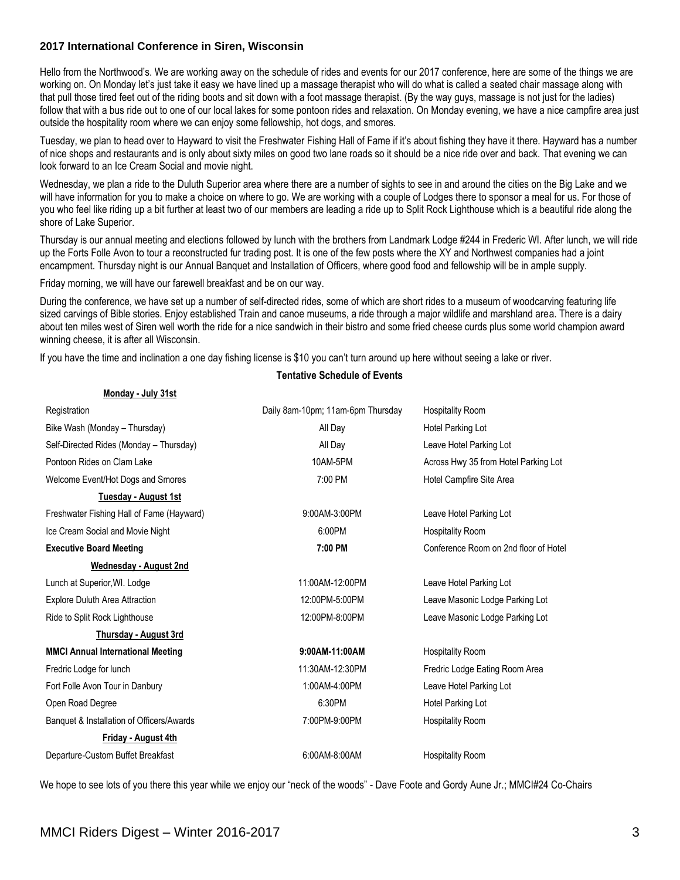## 2017 International Conference in Siren, Wisconsin

Hello from the Northwood's. We are working away on the schedule of rides and events for our 2017 conference, here are some of the things we are working on. On Monday let's just take it easy we have lined up a massage therapist who will do what is called a seated chair massage along with that pull those tired feet out of the riding boots and sit down with a foot massage therapist. (By the way guys, massage is not just for the ladies) follow that with a bus ride out to one of our local lakes for some pontoon rides and relaxation. On Monday evening, we have a nice campfire area just outside the hospitality room where we can enjoy some fellowship, hot dogs, and smores.

Tuesday, we plan to head over to Hayward to visit the Freshwater Fishing Hall of Fame if it's about fishing they have it there. Hayward has a number of nice shops and restaurants and is only about sixty miles on good two lane roads so it should be a nice ride over and back. That evening we can look forward to an Ice Cream Social and movie night.

Wednesday, we plan a ride to the Duluth Superior area where there are a number of sights to see in and around the cities on the Big Lake and we will have information for you to make a choice on where to go. We are working with a couple of Lodges there to sponsor a meal for us. For those of you who feel like riding up a bit further at least two of our members are leading a ride up to Split Rock Lighthouse which is a beautiful ride along the shore of Lake Superior.

Thursday is our annual meeting and elections followed by lunch with the brothers from Landmark Lodge #244 in Frederic WI. After lunch, we will ride up the Forts Folle Avon to tour a reconstructed fur trading post. It is one of the few posts where the XY and Northwest companies had a joint encampment. Thursday night is our Annual Banquet and Installation of Officers, where good food and fellowship will be in ample supply.

Friday morning, we will have our farewell breakfast and be on our way.

During the conference, we have set up a number of self-directed rides, some of which are short rides to a museum of woodcarving featuring life sized carvings of Bible stories. Enjoy established Train and canoe museums, a ride through a major wildlife and marshland area. There is a dairy about ten miles west of Siren well worth the ride for a nice sandwich in their bistro and some fried cheese curds plus some world champion award winning cheese, it is after all Wisconsin.

If you have the time and inclination a one day fishing license is $10 you can't turn around up here without seeing a lake or river.

### Tentative Schedule of Events

| Event | Time | Location |
|---|---|---|
| **Monday - July 31st** | | |
| Registration | Daily 8am-10pm; 11am-6pm Thursday | Hospitality Room |
| Bike Wash (Monday – Thursday) | All Day | Hotel Parking Lot |
| Self-Directed Rides (Monday – Thursday) | All Day | Leave Hotel Parking Lot |
| Pontoon Rides on Clam Lake | 10AM-5PM | Across Hwy 35 from Hotel Parking Lot |
| Welcome Event/Hot Dogs and Smores | 7:00 PM | Hotel Campfire Site Area |
| **Tuesday - August 1st** | | |
| Freshwater Fishing Hall of Fame (Hayward) | 9:00AM-3:00PM | Leave Hotel Parking Lot |
| Ice Cream Social and Movie Night | 6:00PM | Hospitality Room |
| **Executive Board Meeting** | **7:00 PM** | Conference Room on 2nd floor of Hotel |
| **Wednesday - August 2nd** | | |
| Lunch at Superior,WI. Lodge | 11:00AM-12:00PM | Leave Hotel Parking Lot |
| Explore Duluth Area Attraction | 12:00PM-5:00PM | Leave Masonic Lodge Parking Lot |
| Ride to Split Rock Lighthouse | 12:00PM-8:00PM | Leave Masonic Lodge Parking Lot |
| **Thursday - August 3rd** | | |
| **MMCI Annual International Meeting** | **9:00AM-11:00AM** | Hospitality Room |
| Fredric Lodge for lunch | 11:30AM-12:30PM | Fredric Lodge Eating Room Area |
| Fort Folle Avon Tour in Danbury | 1:00AM-4:00PM | Leave Hotel Parking Lot |
| Open Road Degree | 6:30PM | Hotel Parking Lot |
| Banquet & Installation of Officers/Awards | 7:00PM-9:00PM | Hospitality Room |
| **Friday - August 4th** | | |
| Departure-Custom Buffet Breakfast | 6:00AM-8:00AM | Hospitality Room |

We hope to see lots of you there this year while we enjoy our "neck of the woods" - Dave Foote and Gordy Aune Jr.; MMCI#24 Co-Chairs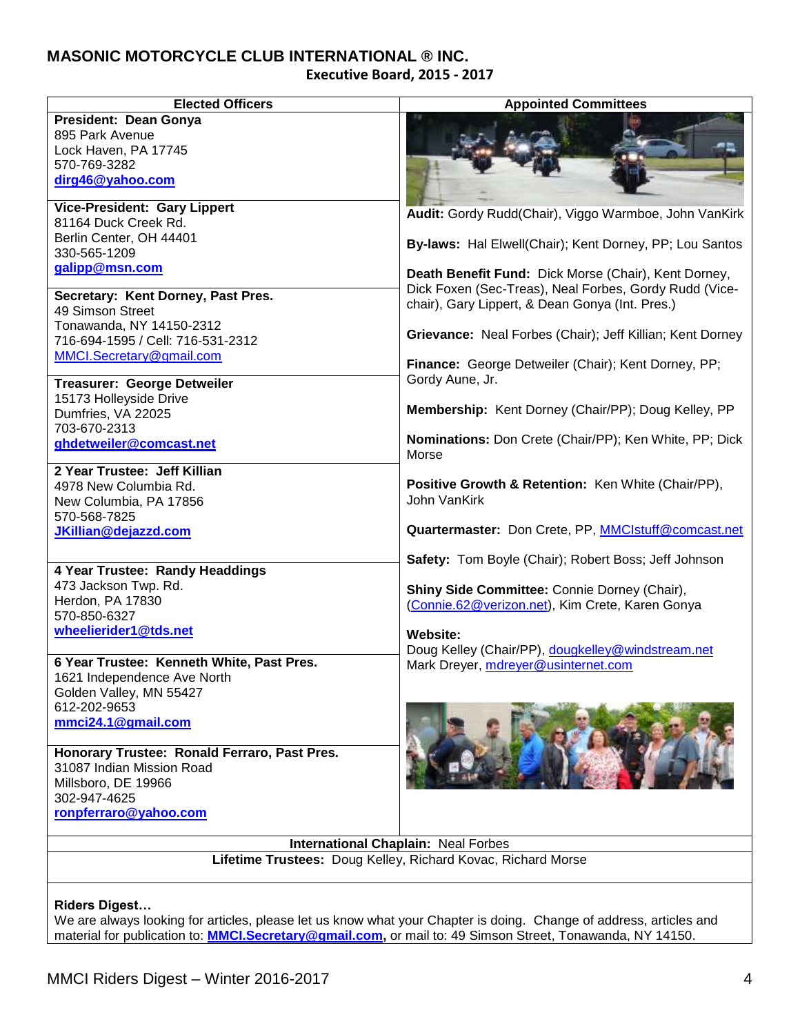## MASONIC MOTORCYCLE CLUB INTERNATIONAL ® INC.

### Executive Board, 2015 - 2017

| Elected Officers | Appointed Committees |
|---|---|
| **President: Dean Gonya**<br>895 Park Avenue<br>Lock Haven, PA 17745<br>570-769-3282<br>**dirg46@yahoo.com** | **Audit:** Gordy Rudd(Chair), Viggo Warmboe, John VanKirk<br><br>**By-laws:** Hal Elwell(Chair); Kent Dorney, PP; Lou Santos |
| **Vice-President: Gary Lippert**<br>81164 Duck Creek Rd.<br>Berlin Center, OH 44401<br>330-565-1209<br>**galipp@msn.com** | **Death Benefit Fund:** Dick Morse (Chair), Kent Dorney, Dick Foxen (Sec-Treas), Neal Forbes, Gordy Rudd (Vice-chair), Gary Lippert, & Dean Gonya (Int. Pres.) |
| **Secretary: Kent Dorney, Past Pres.**<br>49 Simson Street<br>Tonawanda, NY 14150-2312<br>716-694-1595 / Cell: 716-531-2312<br>MMCI.Secretary@gmail.com | **Grievance:** Neal Forbes (Chair); Jeff Killian; Kent Dorney<br><br>**Finance:** George Detweiler (Chair); Kent Dorney, PP; Gordy Aune, Jr. |
| **Treasurer: George Detweiler**<br>15173 Holleyside Drive<br>Dumfries, VA 22025<br>703-670-2313<br>**ghdetweiler@comcast.net** | **Membership:** Kent Dorney (Chair/PP); Doug Kelley, PP<br><br>**Nominations:** Don Crete (Chair/PP); Ken White, PP; Dick Morse |
| **2 Year Trustee: Jeff Killian**<br>4978 New Columbia Rd.<br>New Columbia, PA 17856<br>570-568-7825<br>**JKillian@dejazzd.com** | **Positive Growth & Retention:** Ken White (Chair/PP), John VanKirk<br><br>**Quartermaster:** Don Crete, PP, MMCIstuff@comcast.net |
| **4 Year Trustee: Randy Headdings**<br>473 Jackson Twp. Rd.<br>Herdon, PA 17830<br>570-850-6327<br>**wheelierider1@tds.net** | **Safety:** Tom Boyle (Chair); Robert Boss; Jeff Johnson<br><br>**Shiny Side Committee:** Connie Dorney (Chair), (Connie.62@verizon.net), Kim Crete, Karen Gonya<br><br>**Website:**<br>Doug Kelley (Chair/PP), dougkelley@windstream.net<br>Mark Dreyer, mdreyer@usinternet.com |
| **6 Year Trustee: Kenneth White, Past Pres.**<br>1621 Independence Ave North<br>Golden Valley, MN 55427<br>612-202-9653<br>**mmci24.1@gmail.com** | |
| **Honorary Trustee: Ronald Ferraro, Past Pres.**<br>31087 Indian Mission Road<br>Millsboro, DE 19966<br>302-947-4625<br>**ronpferraro@yahoo.com** | |

**International Chaplain:** Neal Forbes

**Lifetime Trustees:** Doug Kelley, Richard Kovac, Richard Morse

**Riders Digest…**
We are always looking for articles, please let us know what your Chapter is doing. Change of address, articles and material for publication to: **MMCI.Secretary@gmail.com,** or mail to: 49 Simson Street, Tonawanda, NY 14150.